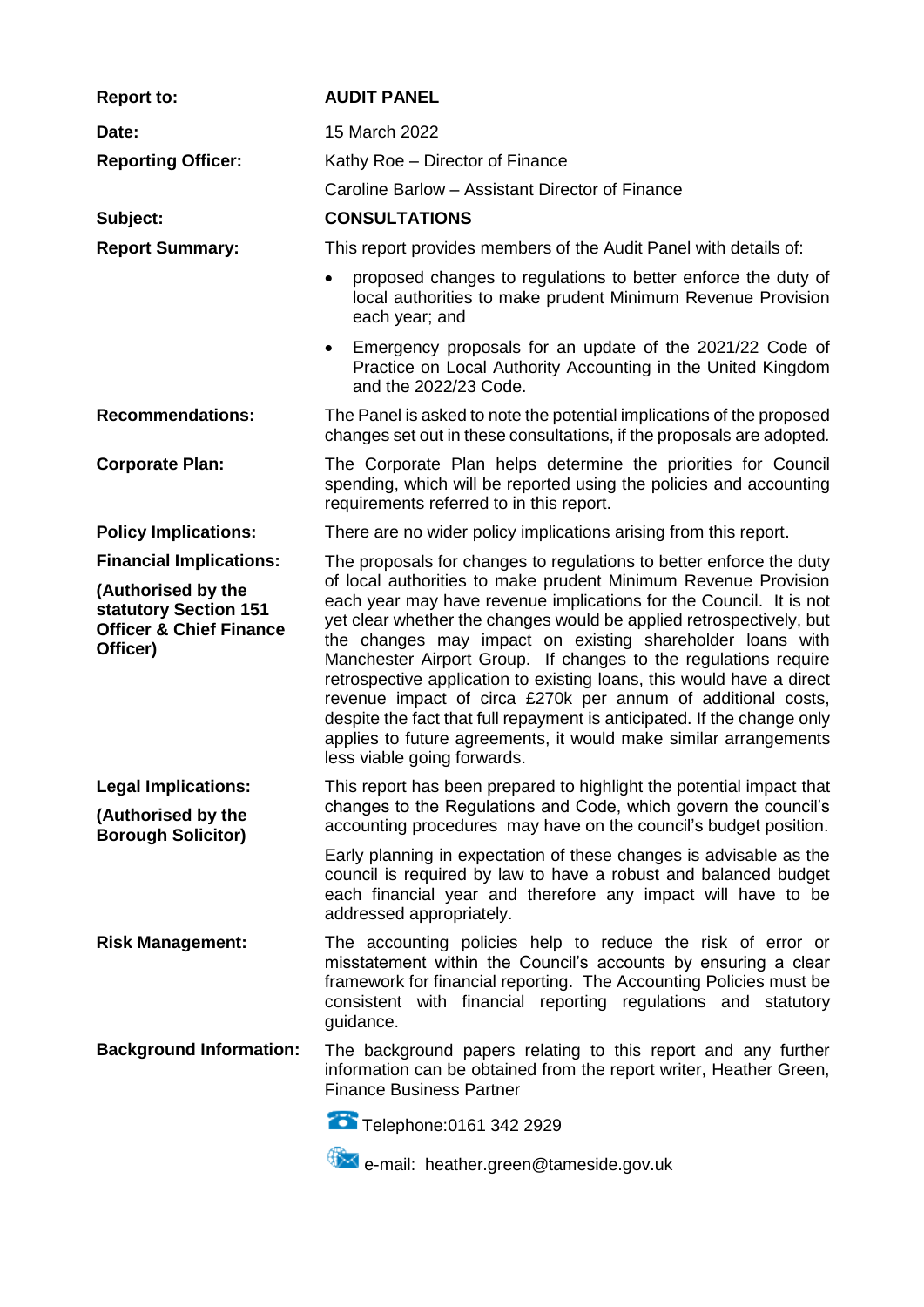| | |
|---|---|
| **Report to:** | **AUDIT PANEL** |
| **Date:** | 15 March 2022 |
| **Reporting Officer:** | Kathy Roe – Director of Finance<br>Caroline Barlow – Assistant Director of Finance |
| **Subject:** | **CONSULTATIONS** |
| **Report Summary:** | This report provides members of the Audit Panel with details of:<br>• proposed changes to regulations to better enforce the duty of local authorities to make prudent Minimum Revenue Provision each year; and<br>• Emergency proposals for an update of the 2021/22 Code of Practice on Local Authority Accounting in the United Kingdom and the 2022/23 Code. |
| **Recommendations:** | The Panel is asked to note the potential implications of the proposed changes set out in these consultations, if the proposals are adopted. |
| **Corporate Plan:** | The Corporate Plan helps determine the priorities for Council spending, which will be reported using the policies and accounting requirements referred to in this report. |
| **Policy Implications:** | There are no wider policy implications arising from this report. |
| **Financial Implications:**<br>**(Authorised by the statutory Section 151 Officer & Chief Finance Officer)** | The proposals for changes to regulations to better enforce the duty of local authorities to make prudent Minimum Revenue Provision each year may have revenue implications for the Council. It is not yet clear whether the changes would be applied retrospectively, but the changes may impact on existing shareholder loans with Manchester Airport Group. If changes to the regulations require retrospective application to existing loans, this would have a direct revenue impact of circa £270k per annum of additional costs, despite the fact that full repayment is anticipated. If the change only applies to future agreements, it would make similar arrangements less viable going forwards. |
| **Legal Implications:**<br>**(Authorised by the Borough Solicitor)** | This report has been prepared to highlight the potential impact that changes to the Regulations and Code, which govern the council's accounting procedures may have on the council's budget position.<br>Early planning in expectation of these changes is advisable as the council is required by law to have a robust and balanced budget each financial year and therefore any impact will have to be addressed appropriately. |
| **Risk Management:** | The accounting policies help to reduce the risk of error or misstatement within the Council's accounts by ensuring a clear framework for financial reporting. The Accounting Policies must be consistent with financial reporting regulations and statutory guidance. |
| **Background Information:** | The background papers relating to this report and any further information can be obtained from the report writer, Heather Green, Finance Business Partner<br>Telephone:0161 342 2929<br>e-mail: heather.green@tameside.gov.uk |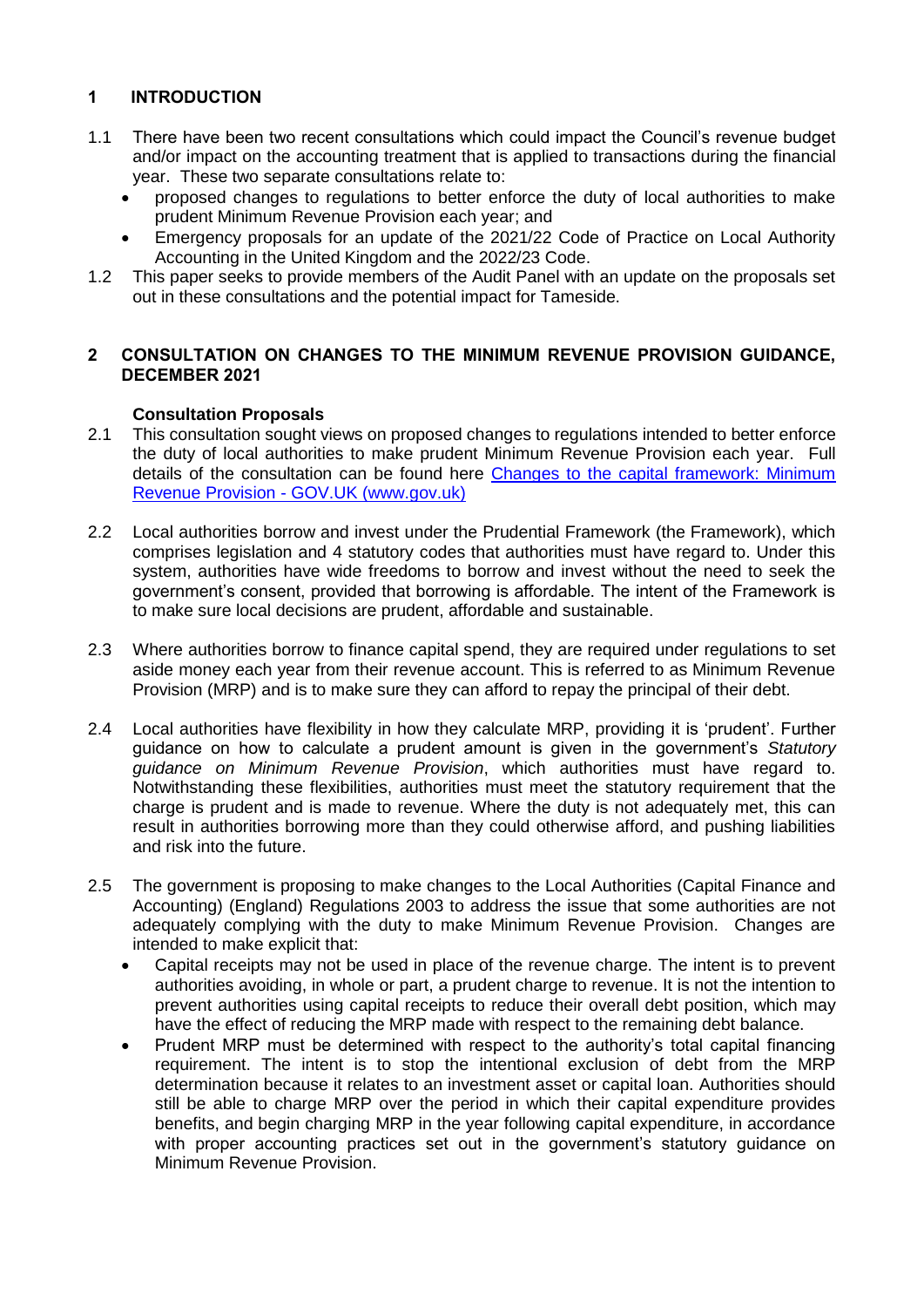## 1 INTRODUCTION

1.1 There have been two recent consultations which could impact the Council's revenue budget and/or impact on the accounting treatment that is applied to transactions during the financial year. These two separate consultations relate to:

- proposed changes to regulations to better enforce the duty of local authorities to make prudent Minimum Revenue Provision each year; and
- Emergency proposals for an update of the 2021/22 Code of Practice on Local Authority Accounting in the United Kingdom and the 2022/23 Code.

1.2 This paper seeks to provide members of the Audit Panel with an update on the proposals set out in these consultations and the potential impact for Tameside.

## 2 CONSULTATION ON CHANGES TO THE MINIMUM REVENUE PROVISION GUIDANCE, DECEMBER 2021

### Consultation Proposals

2.1 This consultation sought views on proposed changes to regulations intended to better enforce the duty of local authorities to make prudent Minimum Revenue Provision each year. Full details of the consultation can be found here [Changes to the capital framework: Minimum Revenue Provision - GOV.UK (www.gov.uk)]

2.2 Local authorities borrow and invest under the Prudential Framework (the Framework), which comprises legislation and 4 statutory codes that authorities must have regard to. Under this system, authorities have wide freedoms to borrow and invest without the need to seek the government's consent, provided that borrowing is affordable. The intent of the Framework is to make sure local decisions are prudent, affordable and sustainable.

2.3 Where authorities borrow to finance capital spend, they are required under regulations to set aside money each year from their revenue account. This is referred to as Minimum Revenue Provision (MRP) and is to make sure they can afford to repay the principal of their debt.

2.4 Local authorities have flexibility in how they calculate MRP, providing it is 'prudent'. Further guidance on how to calculate a prudent amount is given in the government's *Statutory guidance on Minimum Revenue Provision*, which authorities must have regard to. Notwithstanding these flexibilities, authorities must meet the statutory requirement that the charge is prudent and is made to revenue. Where the duty is not adequately met, this can result in authorities borrowing more than they could otherwise afford, and pushing liabilities and risk into the future.

2.5 The government is proposing to make changes to the Local Authorities (Capital Finance and Accounting) (England) Regulations 2003 to address the issue that some authorities are not adequately complying with the duty to make Minimum Revenue Provision. Changes are intended to make explicit that:

- Capital receipts may not be used in place of the revenue charge. The intent is to prevent authorities avoiding, in whole or part, a prudent charge to revenue. It is not the intention to prevent authorities using capital receipts to reduce their overall debt position, which may have the effect of reducing the MRP made with respect to the remaining debt balance.
- Prudent MRP must be determined with respect to the authority's total capital financing requirement. The intent is to stop the intentional exclusion of debt from the MRP determination because it relates to an investment asset or capital loan. Authorities should still be able to charge MRP over the period in which their capital expenditure provides benefits, and begin charging MRP in the year following capital expenditure, in accordance with proper accounting practices set out in the government's statutory guidance on Minimum Revenue Provision.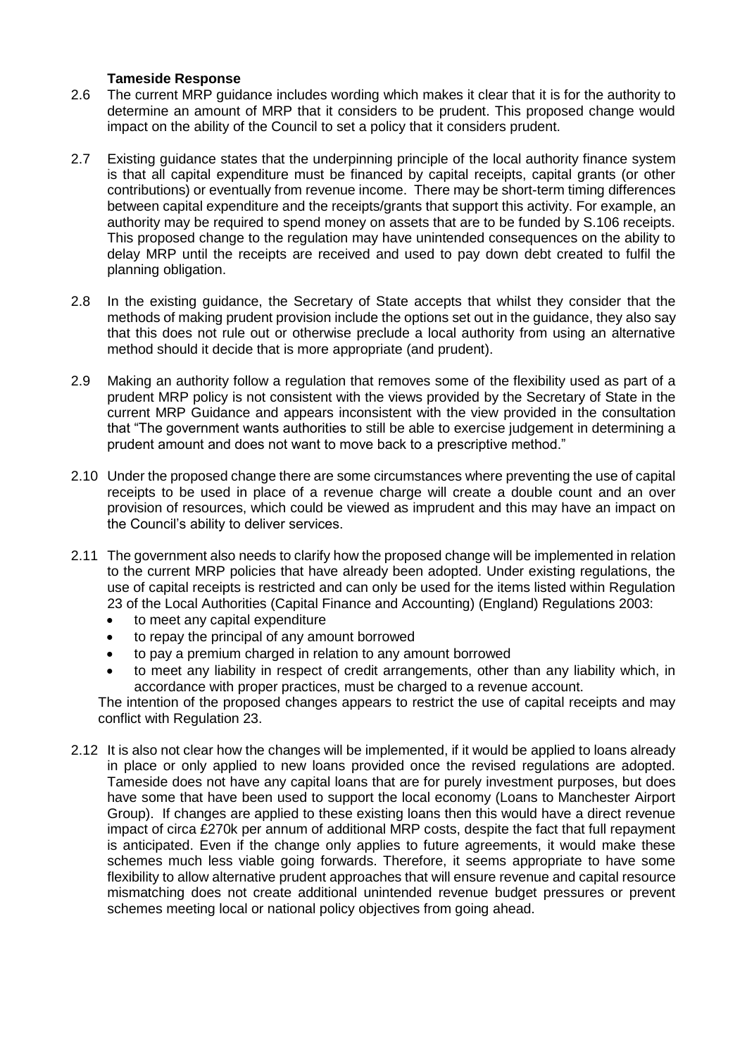**Tameside Response**

2.6 The current MRP guidance includes wording which makes it clear that it is for the authority to determine an amount of MRP that it considers to be prudent. This proposed change would impact on the ability of the Council to set a policy that it considers prudent.

2.7 Existing guidance states that the underpinning principle of the local authority finance system is that all capital expenditure must be financed by capital receipts, capital grants (or other contributions) or eventually from revenue income. There may be short-term timing differences between capital expenditure and the receipts/grants that support this activity. For example, an authority may be required to spend money on assets that are to be funded by S.106 receipts. This proposed change to the regulation may have unintended consequences on the ability to delay MRP until the receipts are received and used to pay down debt created to fulfil the planning obligation.

2.8 In the existing guidance, the Secretary of State accepts that whilst they consider that the methods of making prudent provision include the options set out in the guidance, they also say that this does not rule out or otherwise preclude a local authority from using an alternative method should it decide that is more appropriate (and prudent).

2.9 Making an authority follow a regulation that removes some of the flexibility used as part of a prudent MRP policy is not consistent with the views provided by the Secretary of State in the current MRP Guidance and appears inconsistent with the view provided in the consultation that "The government wants authorities to still be able to exercise judgement in determining a prudent amount and does not want to move back to a prescriptive method."

2.10 Under the proposed change there are some circumstances where preventing the use of capital receipts to be used in place of a revenue charge will create a double count and an over provision of resources, which could be viewed as imprudent and this may have an impact on the Council's ability to deliver services.

2.11 The government also needs to clarify how the proposed change will be implemented in relation to the current MRP policies that have already been adopted. Under existing regulations, the use of capital receipts is restricted and can only be used for the items listed within Regulation 23 of the Local Authorities (Capital Finance and Accounting) (England) Regulations 2003:

- to meet any capital expenditure
- to repay the principal of any amount borrowed
- to pay a premium charged in relation to any amount borrowed
- to meet any liability in respect of credit arrangements, other than any liability which, in accordance with proper practices, must be charged to a revenue account.

The intention of the proposed changes appears to restrict the use of capital receipts and may conflict with Regulation 23.

2.12 It is also not clear how the changes will be implemented, if it would be applied to loans already in place or only applied to new loans provided once the revised regulations are adopted. Tameside does not have any capital loans that are for purely investment purposes, but does have some that have been used to support the local economy (Loans to Manchester Airport Group). If changes are applied to these existing loans then this would have a direct revenue impact of circa £270k per annum of additional MRP costs, despite the fact that full repayment is anticipated. Even if the change only applies to future agreements, it would make these schemes much less viable going forwards. Therefore, it seems appropriate to have some flexibility to allow alternative prudent approaches that will ensure revenue and capital resource mismatching does not create additional unintended revenue budget pressures or prevent schemes meeting local or national policy objectives from going ahead.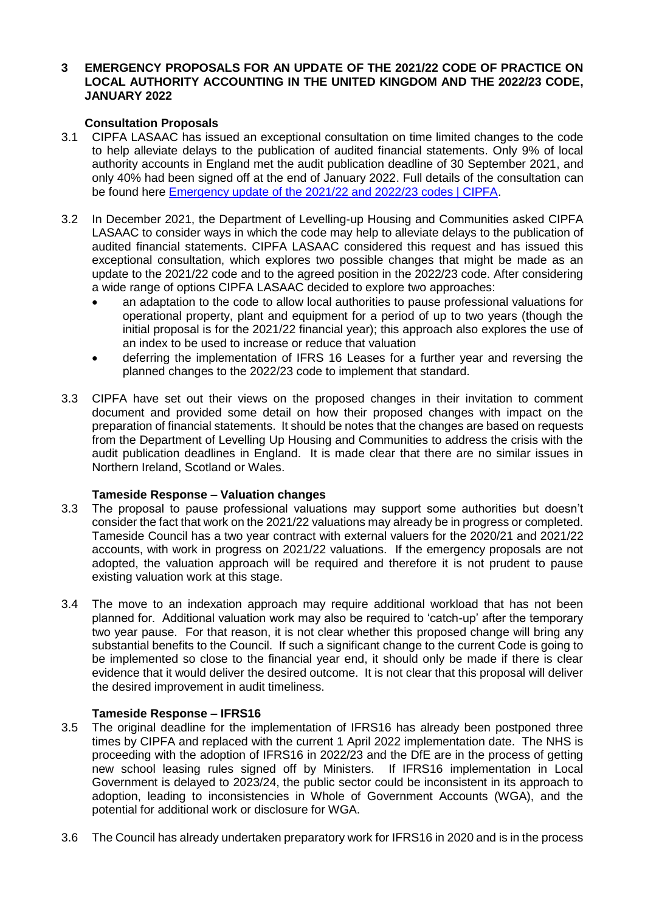## 3 EMERGENCY PROPOSALS FOR AN UPDATE OF THE 2021/22 CODE OF PRACTICE ON LOCAL AUTHORITY ACCOUNTING IN THE UNITED KINGDOM AND THE 2022/23 CODE, JANUARY 2022

### Consultation Proposals

3.1 CIPFA LASAAC has issued an exceptional consultation on time limited changes to the code to help alleviate delays to the publication of audited financial statements. Only 9% of local authority accounts in England met the audit publication deadline of 30 September 2021, and only 40% had been signed off at the end of January 2022. Full details of the consultation can be found here [Emergency update of the 2021/22 and 2022/23 codes | CIPFA](Emergency update of the 2021/22 and 2022/23 codes | CIPFA).

3.2 In December 2021, the Department of Levelling-up Housing and Communities asked CIPFA LASAAC to consider ways in which the code may help to alleviate delays to the publication of audited financial statements. CIPFA LASAAC considered this request and has issued this exceptional consultation, which explores two possible changes that might be made as an update to the 2021/22 code and to the agreed position in the 2022/23 code. After considering a wide range of options CIPFA LASAAC decided to explore two approaches:

- an adaptation to the code to allow local authorities to pause professional valuations for operational property, plant and equipment for a period of up to two years (though the initial proposal is for the 2021/22 financial year); this approach also explores the use of an index to be used to increase or reduce that valuation
- deferring the implementation of IFRS 16 Leases for a further year and reversing the planned changes to the 2022/23 code to implement that standard.

3.3 CIPFA have set out their views on the proposed changes in their invitation to comment document and provided some detail on how their proposed changes with impact on the preparation of financial statements. It should be notes that the changes are based on requests from the Department of Levelling Up Housing and Communities to address the crisis with the audit publication deadlines in England. It is made clear that there are no similar issues in Northern Ireland, Scotland or Wales.

### Tameside Response – Valuation changes

3.3 The proposal to pause professional valuations may support some authorities but doesn't consider the fact that work on the 2021/22 valuations may already be in progress or completed. Tameside Council has a two year contract with external valuers for the 2020/21 and 2021/22 accounts, with work in progress on 2021/22 valuations. If the emergency proposals are not adopted, the valuation approach will be required and therefore it is not prudent to pause existing valuation work at this stage.

3.4 The move to an indexation approach may require additional workload that has not been planned for. Additional valuation work may also be required to 'catch-up' after the temporary two year pause. For that reason, it is not clear whether this proposed change will bring any substantial benefits to the Council. If such a significant change to the current Code is going to be implemented so close to the financial year end, it should only be made if there is clear evidence that it would deliver the desired outcome. It is not clear that this proposal will deliver the desired improvement in audit timeliness.

### Tameside Response – IFRS16

3.5 The original deadline for the implementation of IFRS16 has already been postponed three times by CIPFA and replaced with the current 1 April 2022 implementation date. The NHS is proceeding with the adoption of IFRS16 in 2022/23 and the DfE are in the process of getting new school leasing rules signed off by Ministers. If IFRS16 implementation in Local Government is delayed to 2023/24, the public sector could be inconsistent in its approach to adoption, leading to inconsistencies in Whole of Government Accounts (WGA), and the potential for additional work or disclosure for WGA.

3.6 The Council has already undertaken preparatory work for IFRS16 in 2020 and is in the process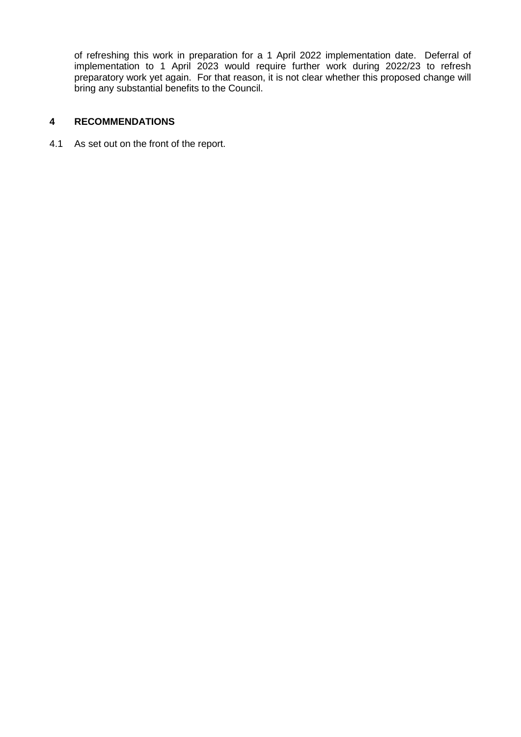of refreshing this work in preparation for a 1 April 2022 implementation date. Deferral of implementation to 1 April 2023 would require further work during 2022/23 to refresh preparatory work yet again. For that reason, it is not clear whether this proposed change will bring any substantial benefits to the Council.

## 4 RECOMMENDATIONS

4.1 As set out on the front of the report.